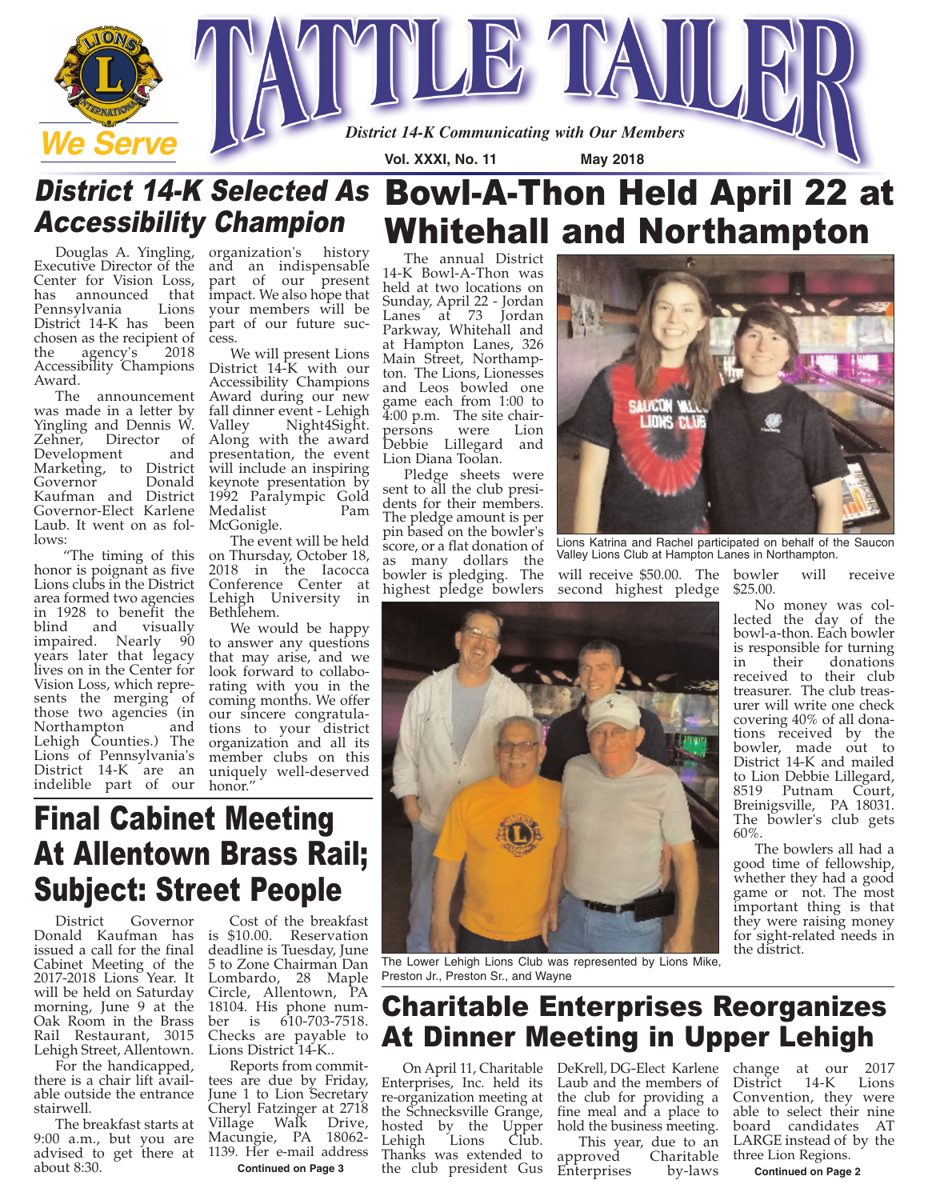# TATTLE TAILER

*District 14-K Communicating with Our Members*

We Serve

Vol. XXXI, No. 11 — May 2018

## District 14-K Selected As Accessibility Champion

Douglas A. Yingling, Executive Director of the Center for Vision Loss, has announced that Pennsylvania Lions District 14-K has been chosen as the recipient of the agency's 2018 Accessibility Champions Award.

The announcement was made in a letter by Yingling and Dennis W. Zehner, Director of Development and Marketing, to District Governor Donald Kaufman and District Governor-Elect Karlene Laub. It went on as follows:

"The timing of this honor is poignant as five Lions clubs in the District area formed two agencies in 1928 to benefit the blind and visually impaired. Nearly 90 years later that legacy lives on in the Center for Vision Loss, which represents the merging of those two agencies (in Northampton and Lehigh Counties.) The Lions of Pennsylvania's District 14-K are an indelible part of our organization's history and an indispensable part of our present impact. We also hope that your members will be part of our future success.

We will present Lions District 14-K with our Accessibility Champions Award during our new fall dinner event - Lehigh Valley Night4Sight. Along with the award presentation, the event will include an inspiring keynote presentation by 1992 Paralympic Gold Medalist Pam McGonigle.

The event will be held on Thursday, October 18, 2018 in the Iacocca Conference Center at Lehigh University in Bethlehem.

We would be happy to answer any questions that may arise, and we look forward to collaborating with you in the coming months. We offer our sincere congratulations to your district organization and all its member clubs on this uniquely well-deserved honor."

## Bowl-A-Thon Held April 22 at Whitehall and Northampton

The annual District 14-K Bowl-A-Thon was held at two locations on Sunday, April 22 - Jordan Lanes at 73 Jordan Parkway, Whitehall and at Hampton Lanes, 326 Main Street, Northampton. The Lions, Lionesses and Leos bowled one game each from 1:00 to 4:00 p.m. The site chairpersons were Lion Debbie Lillegard and Lion Diana Toolan.

Pledge sheets were sent to all the club presidents for their members. The pledge amount is per pin based on the bowler's score, or a flat donation of as many dollars the bowler is pledging. The highest pledge bowlers will receive $50.00. The second highest pledge bowler will receive $25.00.

Lions Katrina and Rachel participated on behalf of the Saucon Valley Lions Club at Hampton Lanes in Northampton.

No money was collected the day of the bowl-a-thon. Each bowler is responsible for turning in their donations received to their club treasurer. The club treasurer will write one check covering 40% of all donations received by the bowler, made out to District 14-K and mailed to Lion Debbie Lillegard, 8519 Putnam Court, Breinigsville, PA 18031. The bowler's club gets 60%.

The bowlers all had a good time of fellowship, whether they had a good game or not. The most important thing is that they were raising money for sight-related needs in the district.

The Lower Lehigh Lions Club was represented by Lions Mike, Preston Jr., Preston Sr., and Wayne

## Final Cabinet Meeting At Allentown Brass Rail; Subject: Street People

District Governor Donald Kaufman has issued a call for the final Cabinet Meeting of the 2017-2018 Lions Year. It will be held on Saturday morning, June 9 at the Oak Room in the Brass Rail Restaurant, 3015 Lehigh Street, Allentown.

For the handicapped, there is a chair lift available outside the entrance stairwell.

The breakfast starts at 9:00 a.m., but you are advised to get there at about 8:30.

Cost of the breakfast is $10.00. Reservation deadline is Tuesday, June 5 to Zone Chairman Dan Lombardo, 28 Maple Circle, Allentown, PA 18104. His phone number is 610-703-7518. Checks are payable to Lions District 14-K..

Reports from committees are due by Friday, June 1 to Lion Secretary Cheryl Fatzinger at 2718 Village Walk Drive, Macungie, PA 18062-1139. Her e-mail address

**Continued on Page 3**

## Charitable Enterprises Reorganizes At Dinner Meeting in Upper Lehigh

On April 11, Charitable Enterprises, Inc. held its re-organization meeting at the Schnecksville Grange, hosted by the Upper Lehigh Lions Club. Thanks was extended to the club president Gus DeKrell, DG-Elect Karlene Laub and the members of the club for providing a fine meal and a place to hold the business meeting.

This year, due to an approved Charitable Enterprises by-laws change at our 2017 District 14-K Lions Convention, they were able to select their nine board candidates AT LARGE instead of by the three Lion Regions.

**Continued on Page 2**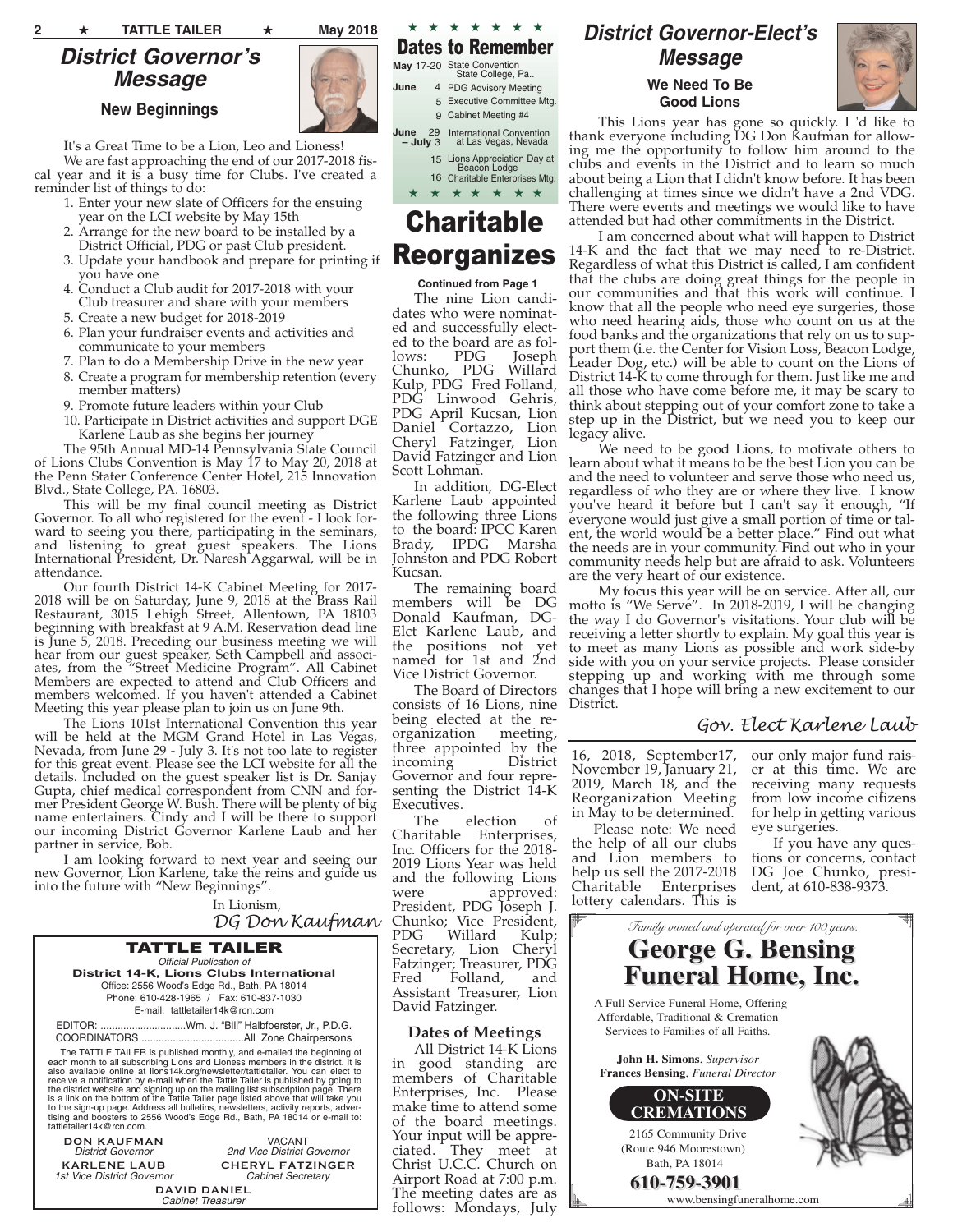## District Governor's Message

### New Beginnings

It's a Great Time to be a Lion, Leo and Lioness!

We are fast approaching the end of our 2017-2018 fiscal year and it is a busy time for Clubs. I've created a reminder list of things to do:

1. Enter your new slate of Officers for the ensuing year on the LCI website by May 15th
2. Arrange for the new board to be installed by a District Official, PDG or past Club president.
3. Update your handbook and prepare for printing if you have one
4. Conduct a Club audit for 2017-2018 with your Club treasurer and share with your members
5. Create a new budget for 2018-2019
6. Plan your fundraiser events and activities and communicate to your members
7. Plan to do a Membership Drive in the new year
8. Create a program for membership retention (every member matters)
9. Promote future leaders within your Club
10. Participate in District activities and support DGE Karlene Laub as she begins her journey

The 95th Annual MD-14 Pennsylvania State Council of Lions Clubs Convention is May 17 to May 20, 2018 at the Penn Stater Conference Center Hotel, 215 Innovation Blvd., State College, PA. 16803.

This will be my final council meeting as District Governor. To all who registered for the event - I look forward to seeing you there, participating in the seminars, and listening to great guest speakers. The Lions International President, Dr. Naresh Aggarwal, will be in attendance.

Our fourth District 14-K Cabinet Meeting for 2017-2018 will be on Saturday, June 9, 2018 at the Brass Rail Restaurant, 3015 Lehigh Street, Allentown, PA 18103 beginning with breakfast at 9 A.M. Reservation dead line is June 5, 2018. Preceding our business meeting we will hear from our guest speaker, Seth Campbell and associates, from the "Street Medicine Program". All Cabinet Members are expected to attend and Club Officers and members welcomed. If you haven't attended a Cabinet Meeting this year please plan to join us on June 9th.

The Lions 101st International Convention this year will be held at the MGM Grand Hotel in Las Vegas, Nevada, from June 29 - July 3. It's not too late to register for this great event. Please see the LCI website for all the details. Included on the guest speaker list is Dr. Sanjay Gupta, chief medical correspondent from CNN and former President George W. Bush. There will be plenty of big name entertainers. Cindy and I will be there to support our incoming District Governor Karlene Laub and her partner in service, Bob.

I am looking forward to next year and seeing our new Governor, Lion Karlene, take the reins and guide us into the future with "New Beginnings".

In Lionism,

*DG Don Kaufman*

---

**TATTLE TAILER**

*Official Publication of*

**District 14-K, Lions Clubs International**

Office: 2556 Wood's Edge Rd., Bath, PA 18014

Phone: 610-428-1965 / Fax: 610-837-1030

E-mail: tattletailer14k@rcn.com

EDITOR: ..............................Wm. J. "Bill" Halbfoerster, Jr., P.D.G.

COORDINATORS ...................................All Zone Chairpersons

The TATTLE TAILER is published monthly, and e-mailed the beginning of each month to all subscribing Lions and Lioness members in the district. It is also available online at lions14k.org/newsletter/tattletailer. You can elect to receive a notification by e-mail when the Tattle Tailer is published by going to the district website and signing up on the mailing list subscription page. There is a link on the bottom of the Tattle Tailer page listed above that will take you to the sign-up page. Address all bulletins, newsletters, activity reports, advertising and boosters to 2556 Wood's Edge Rd., Bath, PA 18014 or e-mail to: tattletailer14k@rcn.com.

**DON KAUFMAN** — *District Governor*
VACANT — *2nd Vice District Governor*
**KARLENE LAUB** — *1st Vice District Governor*
**CHERYL FATZINGER** — *Cabinet Secretary*
**DAVID DANIEL** — *Cabinet Treasurer*

---

## Dates to Remember

| | | |
|---|---|---|
| May | 17-20 | State Convention State College, Pa.. |
| June | 4 | PDG Advisory Meeting |
| | 5 | Executive Committee Mtg. |
| | 9 | Cabinet Meeting #4 |
| June – July | 29 – 3 | International Convention at Las Vegas, Nevada |
| | 15 | Lions Appreciation Day at Beacon Lodge |
| | 16 | Charitable Enterprises Mtg. |

## Charitable Reorganizes

**Continued from Page 1**

The nine Lion candidates who were nominated and successfully elected to the board are as follows: PDG Joseph Chunko, PDG Willard Kulp, PDG Fred Folland, PDG Linwood Gehris, PDG April Kucsan, Lion Daniel Cortazzo, Lion Cheryl Fatzinger, Lion David Fatzinger and Lion Scott Lohman.

In addition, DG-Elect Karlene Laub appointed the following three Lions to the board: IPCC Karen Brady, IPDG Marsha Johnston and PDG Robert Kucsan.

The remaining board members will be DG Donald Kaufman, DG-Elct Karlene Laub, and the positions not yet named for 1st and 2nd Vice District Governor.

The Board of Directors consists of 16 Lions, nine being elected at the re-organization meeting, three appointed by the incoming District Governor and four representing the District 14-K Executives.

The election of Charitable Enterprises, Inc. Officers for the 2018-2019 Lions Year was held and the following Lions were approved: President, PDG Joseph J. Chunko; Vice President, PDG Willard Kulp; Secretary, Lion Cheryl Fatzinger; Treasurer, PDG Fred Folland, and Assistant Treasurer, Lion David Fatzinger.

### Dates of Meetings

All District 14-K Lions in good standing are members of Charitable Enterprises, Inc. Please make time to attend some of the board meetings. Your input will be appreciated. They meet at Christ U.C.C. Church on Airport Road at 7:00 p.m. The meeting dates are as follows: Mondays, July 16, 2018, September17, November 19, January 21, 2019, March 18, and the Reorganization Meeting in May to be determined.

Please note: We need the help of all our clubs and Lion members to help us sell the 2017-2018 Charitable Enterprises lottery calendars. This is our only major fund raiser at this time. We are receiving many requests from low income citizens for help in getting various eye surgeries.

If you have any questions or concerns, contact DG Joe Chunko, president, at 610-838-9373.

## District Governor-Elect's Message

### We Need To Be Good Lions

This Lions year has gone so quickly. I 'd like to thank everyone including DG Don Kaufman for allowing me the opportunity to follow him around to the clubs and events in the District and to learn so much about being a Lion that I didn't know before. It has been challenging at times since we didn't have a 2nd VDG. There were events and meetings we would like to have attended but had other commitments in the District.

I am concerned about what will happen to District 14-K and the fact that we may need to re-District. Regardless of what this District is called, I am confident that the clubs are doing great things for the people in our communities and that this work will continue. I know that all the people who need eye surgeries, those who need hearing aids, those who count on us at the food banks and the organizations that rely on us to support them (i.e. the Center for Vision Loss, Beacon Lodge, Leader Dog, etc.) will be able to count on the Lions of District 14-K to come through for them. Just like me and all those who have come before me, it may be scary to think about stepping out of your comfort zone to take a step up in the District, but we need you to keep our legacy alive.

We need to be good Lions, to motivate others to learn about what it means to be the best Lion you can be and the need to volunteer and serve those who need us, regardless of who they are or where they live. I know you've heard it before but I can't say it enough, "If everyone would just give a small portion of time or talent, the world would be a better place." Find out what the needs are in your community. Find out who in your community needs help but are afraid to ask. Volunteers are the very heart of our existence.

My focus this year will be on service. After all, our motto is "We Serve". In 2018-2019, I will be changing the way I do Governor's visitations. Your club will be receiving a letter shortly to explain. My goal this year is to meet as many Lions as possible and work side-by side with you on your service projects. Please consider stepping up and working with me through some changes that I hope will bring a new excitement to our District.

*Gov. Elect Karlene Laub*

---

*Family owned and operated for over 100 years.*

**George G. Bensing Funeral Home, Inc.**

A Full Service Funeral Home, Offering Affordable, Traditional & Cremation Services to Families of all Faiths.

**John H. Simons**, *Supervisor*
**Frances Bensing**, *Funeral Director*

**ON-SITE CREMATIONS**

2165 Community Drive
(Route 946 Moorestown)
Bath, PA 18014

**610-759-3901**

www.bensingfuneralhome.com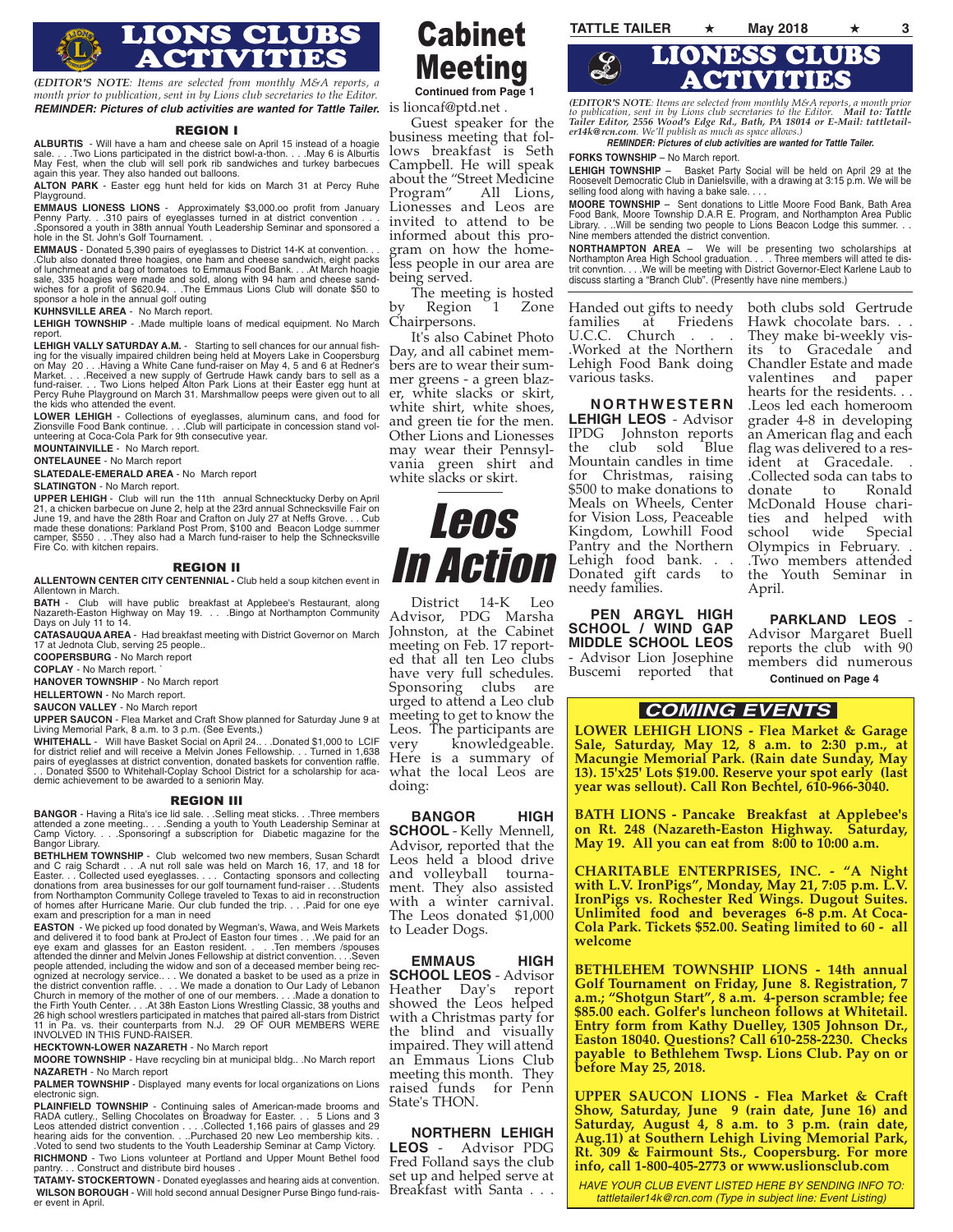# LIONS CLUBS ACTIVITIES

*(EDITOR'S NOTE: Items are selected from monthly M&A reports, a month prior to publication, sent in by Lions club secretaries to the Editor.*
***REMINDER: Pictures of club activities are wanted for Tattle Tailer.***

## REGION I

**ALBURTIS** - Will have a ham and cheese sale on April 15 instead of a hoagie sale. . . .Two Lions participated in the district bowl-a-thon. . . .May 6 is Alburtis May Fest, when the club will sell pork rib sandwiches and turkey barbecues again this year. They also handed out balloons.

**ALTON PARK** - Easter egg hunt held for kids on March 31 at Percy Ruhe Playground.

**EMMAUS LIONESS LIONS** - Approximately $3,000.oo profit from January Penny Party. . .310 pairs of eyeglasses turned in at district convention . . . .Sponsored a youth in 38th annual Youth Leadership Seminar and sponsored a hole in the St. John's Golf Tournament. .

**EMMAUS** - Donated 5,390 pairs of eyeglasses to District 14-K at convention. . . .Club also donated three hoagies, one ham and cheese sandwich, eight packs of lunchmeat and a bag of tomatoes to Emmaus Food Bank. . . .At March hoagie sale, 335 hoagies were made and sold, along with 94 ham and cheese sandwiches for a profit of $620.94. . .The Emmaus Lions Club will donate $50 to sponsor a hole in the annual golf outing

**KUHNSVILLE AREA** - No March report.

**LEHIGH TOWNSHIP** - .Made multiple loans of medical equipment. No March report.

**LEHIGH VALLY SATURDAY A.M.** - Starting to sell chances for our annual fishing for the visually impaired children being held at Moyers Lake in Coopersburg on May 20 . . .Having a White Cane fund-raiser on May 4, 5 and 6 at Redner's Market. . . .Received a new supply of Gertrude Hawk candy bars to sell as a fund-raiser. . . Two Lions helped Alton Park Lions at their Easter egg hunt at Percy Ruhe Playground on March 31. Marshmallow peeps were given out to all the kids who attended the event.

**LOWER LEHIGH** - Collections of eyeglasses, aluminum cans, and food for Zionsville Food Bank continue. . . .Club will participate in concession stand volunteering at Coca-Cola Park for 9th consecutive year.

**MOUNTAINVILLE** - No March report.

**ONTELAUNEE** - No March report

**SLATEDALE-EMERALD AREA** - No March report

**SLATINGTON** - No March report.

**UPPER LEHIGH** - Club will run the 11th annual Schnecktucky Derby on April 21, a chicken barbecue on June 2, help at the 23rd annual Schnecksville Fair on June 19, and have the 28th Roar and Crafton on July 27 at Neffs Grove. . . Cub made these donations: Parkland Post Prom, $100 and Beacon Lodge summer camper, $550 . . .They also had a March fund-raiser to help the Schnecksville Fire Co. with kitchen repairs.

## REGION II

**ALLENTOWN CENTER CITY CENTENNIAL -** Club held a soup kitchen event in Allentown in March.

**BATH** - Club will have public breakfast at Applebee's Restaurant, along Nazareth-Easton Highway on May 19. . . .Bingo at Northampton Community Days on July 11 to 14.

**CATASAUQUA AREA** - Had breakfast meeting with District Governor on March 17 at Jednota Club, serving 25 people..

**COOPERSBURG** - No March report

**COPLAY** - No March report. `

**HANOVER TOWNSHIP** - No March report

**HELLERTOWN** - No March report.

**SAUCON VALLEY** - No March report

**UPPER SAUCON** - Flea Market and Craft Show planned for Saturday June 9 at Living Memorial Park, 8 a.m. to 3 p.m. (See Events,)

**WHITEHALL** - Will have Basket Social on April 24.. . .Donated $1,000 to LCIF for district relief and will receive a Melvin Jones Fellowship. . . Turned in 1,638 pairs of eyeglasses at district convention, donated baskets for convention raffle. . . Donated $500 to Whitehall-Coplay School District for a scholarship for academic achievement to be awarded to a seniorin May.

## REGION III

**BANGOR** - Having a Rita's ice lid sale. . .Selling meat sticks. . .Three members attended a zone meeting.. . . .Sending a youth to Youth Leadership Seminar at Camp Victory. . . .Sponsoringf a subscription for Diabetic magazine for the Bangor Library.

**BETHLHEM TOWNSHIP** - Club welcomed two new members, Susan Schardt and C raig Schardt . . .A nut roll sale was held on March 16, 17, and 18 for Easter. . . Collected used eyeglasses. . . . Contacting sponsors and collecting donations from area businesses for our golf tournament fund-raiser . . .Students from Northampton Community College traveled to Texas to aid in reconstruction of homes after Hurricane Marie. Our club funded the trip. . . .Paid for one eye exam and prescription for a man in need

**EASTON** - We picked up food donated by Wegman's, Wawa, and Weis Markets and delivered it to food bank at ProJect of Easton four times . . .We paid for an eye exam and glasses for an Easton resident. . . .Ten members /spouses attended the dinner and Melvin Jones Fellowship at district convention. . . .Seven people attended, including the widow and son of a deceased member being recognized at necrology service. . . . We donated a basket to be used as a prize in the district convention raffle. . . . We made a donation to Our Lady of Lebanon Church in memory of the mother of one of our members. . . .Made a donation to the Firth Youth Center. . . .At 38th Easton Lions Wrestling Classic, 38 youths and 26 high school wrestlers participated in matches that paired all-stars from District 11 in Pa. vs. their counterparts from N.J. 29 OF OUR MEMBERS WERE INVOLVED IN THIS FUND-RAISER.

**HECKTOWN-LOWER NAZARETH** - No March report

**MOORE TOWNSHIP** - Have recycling bin at municipal bldg.. .No March report

**NAZARETH** - No March report

**PALMER TOWNSHIP** - Displayed many events for local organizations on Lions electronic sign.

**PLAINFIELD TOWNSHIP** - Continuing sales of American-made brooms and RADA cutlery., Selling Chocolates on Broadway for Easter. . . 5 Lions and 3 Leos attended district convention . . . .Collected 1,166 pairs of glasses and 29 hearing aids for the convention. . . .Purchased 20 new Leo membership kits. . .Voted to send two students to the Youth Leadership Seminar at Camp Victory.

**RICHMOND** - Two Lions volunteer at Portland and Upper Mount Bethel food pantry. . . Construct and distribute bird houses .

**TATAMY- STOCKERTOWN** - Donated eyeglasses and hearing aids at convention.

**WILSON BOROUGH** - Will hold second annual Designer Purse Bingo fund-raiser event in April.

# Cabinet Meeting

**Continued from Page 1**

is lioncaf@ptd.net .

Guest speaker for the business meeting that follows breakfast is Seth Campbell. He will speak about the "Street Medicine Program" All Lions, Lionesses and Leos are invited to attend to be informed about this program on how the homeless people in our area are being served.

The meeting is hosted by Region 1 Zone Chairpersons.

It's also Cabinet Photo Day, and all cabinet members are to wear their summer greens - a green blazer, white slacks or skirt, white shirt, white shoes, and green tie for the men. Other Lions and Lionesses may wear their Pennsylvania green shirt and white slacks or skirt.

# Leos In Action

District 14-K Leo Advisor, PDG Marsha Johnston, at the Cabinet meeting on Feb. 17 reported that all ten Leo clubs have very full schedules. Sponsoring clubs are urged to attend a Leo club meeting to get to know the Leos. The participants are very knowledgeable. Here is a summary of what the local Leos are doing:

**BANGOR HIGH SCHOOL** - Kelly Mennell, Advisor, reported that the Leos held a blood drive and volleyball tournament. They also assisted with a winter carnival. The Leos donated $1,000 to Leader Dogs.

**EMMAUS HIGH SCHOOL LEOS** - Advisor Heather Day's report showed the Leos helped with a Christmas party for the blind and visually impaired. They will attend an Emmaus Lions Club meeting this month. They raised funds for Penn State's THON.

**NORTHERN LEHIGH LEOS** - Advisor PDG Fred Folland says the club set up and helped serve at Breakfast with Santa . . . Handed out gifts to needy families at Friedens U.C.C. Church . . . .Worked at the Northern Lehigh Food Bank doing various tasks.

**NORTHWESTERN LEHIGH LEOS** - Advisor IPDG Johnston reports the club sold Blue Mountain candles in time for Christmas, raising $500 to make donations to Meals on Wheels, Center for Vision Loss, Peaceable Kingdom, Lowhill Food Pantry and the Northern Lehigh food bank. . . Donated gift cards to needy families.

**PEN ARGYL HIGH SCHOOL / WIND GAP MIDDLE SCHOOL LEOS** - Advisor Lion Josephine Buscemi reported that both clubs sold Gertrude Hawk chocolate bars. . . They make bi-weekly visits to Gracedale and Chandler Estate and made valentines and paper hearts for the residents. . . .Leos led each homeroom grader 4-8 in developing an American flag and each flag was delivered to a resident at Gracedale. . .Collected soda can tabs to donate to Ronald McDonald House charities and helped with school wide Special Olympics in February. . .Two members attended the Youth Seminar in April.

**PARKLAND LEOS** - Advisor Margaret Buell reports the club with 90 members did numerous

**Continued on Page 4**

# LIONESS CLUBS ACTIVITIES

*(EDITOR'S NOTE: Items are selected from monthly M&A reports, a month prior to publication, sent in by Lions club secretaries to the Editor. **Mail to: Tattle Tailer Editor, 2556 Wood's Edge Rd., Bath, PA 18014 or E-Mail: tattletailer14k@rcn.com**. We'll publish as much as space allows.)*

***REMINDER: Pictures of club activities are wanted for Tattle Tailer.***

**FORKS TOWNSHIP** – No March report.

**LEHIGH TOWNSHIP** – Basket Party Social will be held on April 29 at the Roosevelt Democratic Club in Danielsville, with a drawing at 3:15 p.m. We will be selling food along with having a bake sale. . . .

**MOORE TOWNSHIP** – Sent donations to Little Moore Food Bank, Bath Area Food Bank, Moore Township D.A.R E. Program, and Northampton Area Public Library. . .Will be sending two people to Lions Beacon Lodge this summer. . . Nine members attended the district convention.

**NORTHAMPTON AREA** – We will be presenting two scholarships at Northampton Area High School graduation. . . . Three members will atted te distrit convntion. . . .We will be meeting with District Governor-Elect Karlene Laub to discuss starting a "Branch Club". (Presently have nine members.)

## COMING EVENTS

**LOWER LEHIGH LIONS - Flea Market & Garage Sale, Saturday, May 12, 8 a.m. to 2:30 p.m., at Macungie Memorial Park. (Rain date Sunday, May 13). 15'x25' Lots $19.00. Reserve your spot early (last year was sellout). Call Ron Bechtel, 610-966-3040.**

**BATH LIONS - Pancake Breakfast at Applebee's on Rt. 248 (Nazareth-Easton Highway. Saturday, May 19. All you can eat from 8:00 to 10:00 a.m.**

**CHARITABLE ENTERPRISES, INC. - "A Night with L.V. IronPigs", Monday, May 21, 7:05 p.m. L.V. IronPigs vs. Rochester Red Wings. Dugout Suites. Unlimited food and beverages 6-8 p.m. At Coca-Cola Park. Tickets $52.00. Seating limited to 60 - all welcome**

**BETHLEHEM TOWNSHIP LIONS - 14th annual Golf Tournament on Friday, June 8. Registration, 7 a.m.; "Shotgun Start", 8 a.m. 4-person scramble; fee $85.00 each. Golfer's luncheon follows at Whitetail. Entry form from Kathy Duelley, 1305 Johnson Dr., Easton 18040. Questions? Call 610-258-2230. Checks payable to Bethlehem Twsp. Lions Club. Pay on or before May 25, 2018.**

**UPPER SAUCON LIONS - Flea Market & Craft Show, Saturday, June 9 (rain date, June 16) and Saturday, August 4, 8 a.m. to 3 p.m. (rain date, Aug.11) at Southern Lehigh Living Memorial Park, Rt. 309 & Fairmount Sts., Coopersburg. For more info, call 1-800-405-2773 or www.uslionsclub.com**

*HAVE YOUR CLUB EVENT LISTED HERE BY SENDING INFO TO: tattletailer14k@rcn.com (Type in subject line: Event Listing)*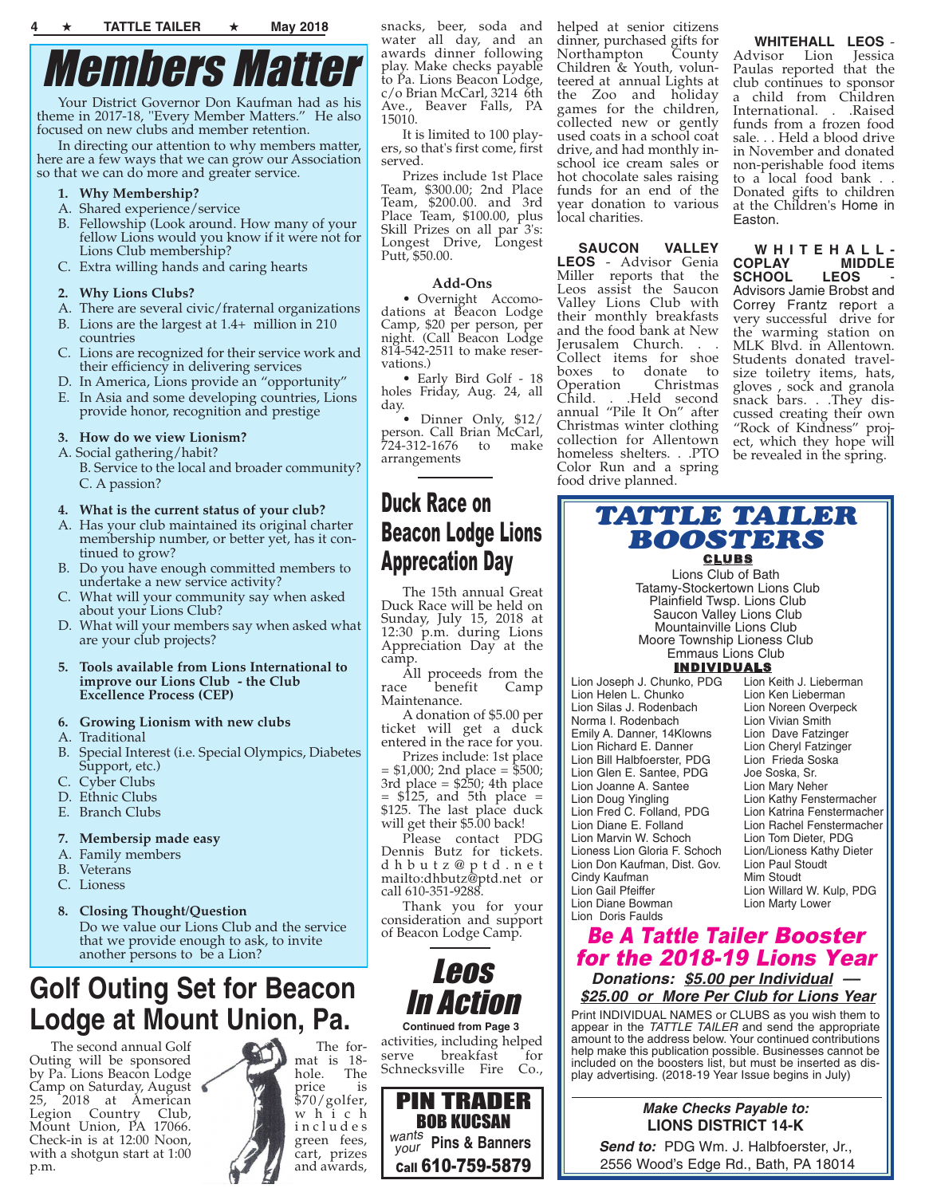# Members Matter

Your District Governor Don Kaufman had as his theme in 2017-18, "Every Member Matters." He also focused on new clubs and member retention.

In directing our attention to why members matter, here are a few ways that we can grow our Association so that we can do more and greater service.

**1. Why Membership?**
A. Shared experience/service
B. Fellowship (Look around. How many of your fellow Lions would you know if it were not for Lions Club membership?
C. Extra willing hands and caring hearts

**2. Why Lions Clubs?**
A. There are several civic/fraternal organizations
B. Lions are the largest at 1.4+ million in 210 countries
C. Lions are recognized for their service work and their efficiency in delivering services
D. In America, Lions provide an "opportunity"
E. In Asia and some developing countries, Lions provide honor, recognition and prestige

**3. How do we view Lionism?**
A. Social gathering/habit?
B. Service to the local and broader community?
C. A passion?

**4. What is the current status of your club?**
A. Has your club maintained its original charter membership number, or better yet, has it continued to grow?
B. Do you have enough committed members to undertake a new service activity?
C. What will your community say when asked about your Lions Club?
D. What will your members say when asked what are your club projects?

**5. Tools available from Lions International to improve our Lions Club - the Club Excellence Process (CEP)**

**6. Growing Lionism with new clubs**
A. Traditional
B. Special Interest (i.e. Special Olympics, Diabetes Support, etc.)
C. Cyber Clubs
D. Ethnic Clubs
E. Branch Clubs

**7. Membersip made easy**
A. Family members
B. Veterans
C. Lioness

**8. Closing Thought/Question**
Do we value our Lions Club and the service that we provide enough to ask, to invite another persons to be a Lion?

# Golf Outing Set for Beacon Lodge at Mount Union, Pa.

The second annual Golf Outing will be sponsored by Pa. Lions Beacon Lodge Camp on Saturday, August 25, 2018 at American Legion Country Club, Mount Union, PA 17066. Check-in is at 12:00 Noon, with a shotgun start at 1:00 p.m.

The format is 18-hole. The price is $70/golfer, which includes green fees, cart, prizes and awards, snacks, beer, soda and water all day, and an awards dinner following play. Make checks payable to Pa. Lions Beacon Lodge, c/o Brian McCarl, 3214 6th Ave., Beaver Falls, PA 15010.

It is limited to 100 players, so that's first come, first served.

Prizes include 1st Place Team, $300.00; 2nd Place Team, $200.00. and 3rd Place Team, $100.00, plus Skill Prizes on all par 3's: Longest Drive, Longest Putt, $50.00.

### Add-Ons

• Overnight Accomodations at Beacon Lodge Camp, $20 per person, per night. (Call Beacon Lodge 814-542-2511 to make reservations.)

• Early Bird Golf - 18 holes Friday, Aug. 24, all day.

• Dinner Only, $12/ person. Call Brian McCarl, 724-312-1676 to make arrangements

# Duck Race on Beacon Lodge Lions Apprecation Day

The 15th annual Great Duck Race will be held on Sunday, July 15, 2018 at 12:30 p.m. during Lions Appreciation Day at the camp.

All proceeds from the race benefit Camp Maintenance.

A donation of $5.00 per ticket will get a duck entered in the race for you.

Prizes include: 1st place = $1,000; 2nd place = $500; 3rd place = $250; 4th place = $125, and 5th place = $125. The last place duck will get their $5.00 back!

Please contact PDG Dennis Butz for tickets. dhbutz@ptd.net mailto:dhbutz@ptd.net or call 610-351-9288.

Thank you for your consideration and support of Beacon Lodge Camp.

# Leos In Action

**Continued from Page 3**

activities, including helped serve breakfast for Schnecksville Fire Co., helped at senior citizens dinner, purchased gifts for Northampton County Children & Youth, volunteered at annual Lights at the Zoo and holiday games for the children, collected new or gently used coats in a school coat drive, and had monthly in-school ice cream sales or hot chocolate sales raising funds for an end of the year donation to various local charities.

**SAUCON VALLEY LEOS** - Advisor Genia Miller reports that the Leos assist the Saucon Valley Lions Club with their monthly breakfasts and the food bank at New Jerusalem Church. . . Collect items for shoe boxes to donate to Operation Christmas Child. . .Held second annual "Pile It On" after Christmas winter clothing collection for Allentown homeless shelters. . .PTO Color Run and a spring food drive planned.

**WHITEHALL LEOS** - Advisor Lion Jessica Paulas reported that the club continues to sponsor a child from Children International. . .Raised funds from a frozen food sale. . . Held a blood drive in November and donated non-perishable food items to a local food bank . . Donated gifts to children at the Children's Home in Easton.

**WHITEHALL-COPLAY MIDDLE SCHOOL LEOS** - Advisors Jamie Brobst and Correy Frantz report a very successful drive for the warming station on MLK Blvd. in Allentown. Students donated travel-size toiletry items, hats, gloves, sock and granola snack bars. . .They discussed creating their own "Rock of Kindness" project, which they hope will be revealed in the spring.

**PIN TRADER BOB KUCSAN** *wants your* **Pins & Banners** **Call 610-759-5879**

# TATTLE TAILER BOOSTERS

**CLUBS**

Lions Club of Bath
Tatamy-Stockertown Lions Club
Plainfield Twsp. Lions Club
Saucon Valley Lions Club
Mountainville Lions Club
Moore Township Lioness Club
Emmaus Lions Club

**INDIVIDUALS**

Lion Joseph J. Chunko, PDG
Lion Helen L. Chunko
Lion Silas J. Rodenbach
Norma I. Rodenbach
Emily A. Danner, 14Klowns
Lion Richard E. Danner
Lion Bill Halbfoerster, PDG
Lion Glen E. Santee, PDG
Lion Joanne A. Santee
Lion Doug Yingling
Lion Fred C. Folland, PDG
Lion Diane E. Folland
Lion Marvin W. Schoch
Lioness Lion Gloria F. Schoch
Lion Don Kaufman, Dist. Gov.
Cindy Kaufman
Lion Gail Pfeiffer
Lion Diane Bowman
Lion Doris Faulds
Lion Keith J. Lieberman
Lion Ken Lieberman
Lion Noreen Overpeck
Lion Vivian Smith
Lion Dave Fatzinger
Lion Cheryl Fatzinger
Lion Frieda Soska
Joe Soska, Sr.
Lion Mary Neher
Lion Kathy Fenstermacher
Lion Katrina Fenstermacher
Lion Rachel Fenstermacher
Lion Tom Dieter, PDG
Lion/Lioness Kathy Dieter
Lion Paul Stoudt
Mim Stoudt
Lion Willard W. Kulp, PDG
Lion Marty Lower

## Be A Tattle Tailer Booster for the 2018-19 Lions Year

***Donations: $5.00 per Individual — $25.00 or More Per Club for Lions Year***

Print INDIVIDUAL NAMES or CLUBS as you wish them to appear in the *TATTLE TAILER* and send the appropriate amount to the address below. Your continued contributions help make this publication possible. Businesses cannot be included on the boosters list, but must be inserted as display advertising. (2018-19 Year Issue begins in July)

***Make Checks Payable to:***
**LIONS DISTRICT 14-K**

***Send to:*** PDG Wm. J. Halbfoerster, Jr., 2556 Wood's Edge Rd., Bath, PA 18014